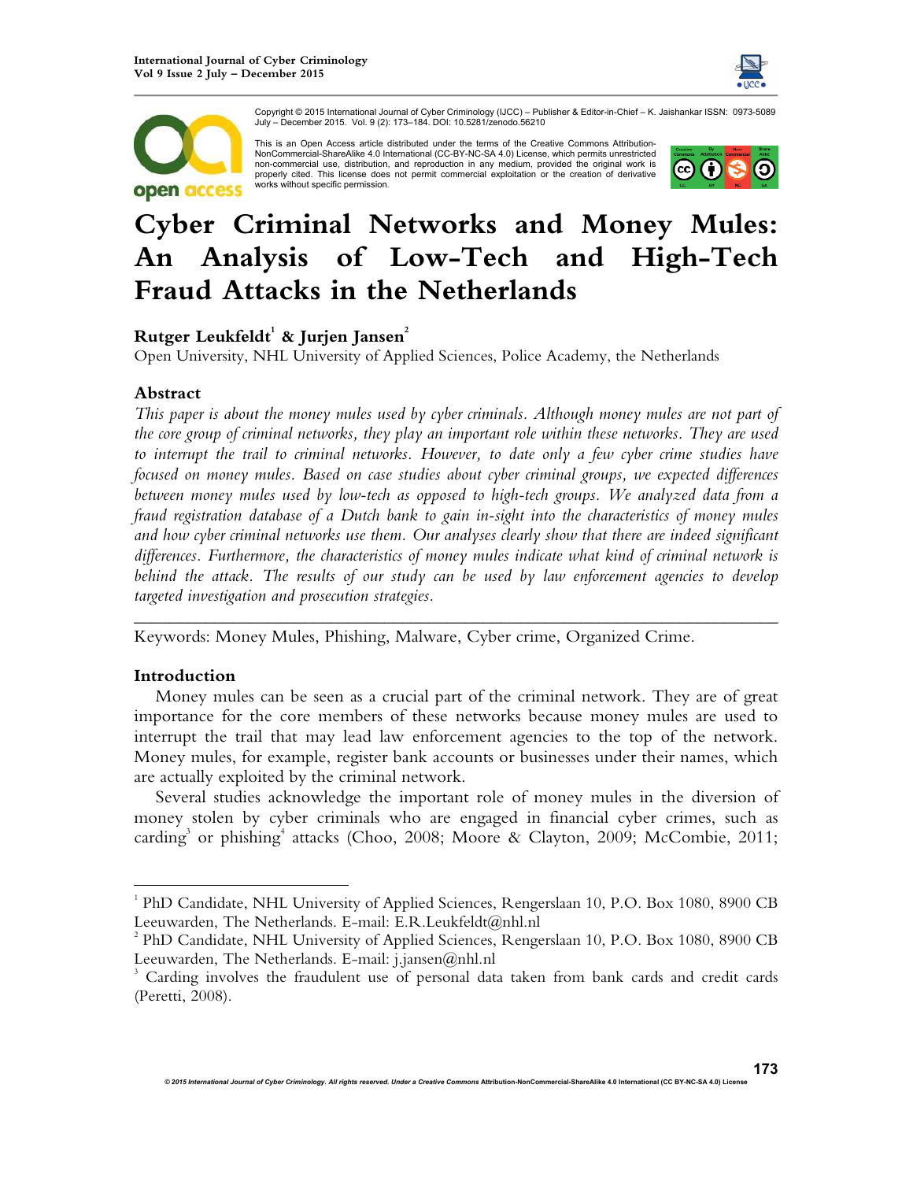Copyright © 2015 International Journal of Cyber Criminology (IJCC) – Publisher & Editor-in-Chief – K. Jaishankar ISSN: 0973-5089 July – December 2015. Vol. 9 (2): 173–184. DOI: 10.5281/zenodo.56210

This is an Open Access article distributed under the terms of the Creative Commons Attribution-NonCommercial-ShareAlike 4.0 International (CC-BY-NC-SA 4.0) License, which permits unrestricted non-commercial use, distribution, and reproduction in any medium, provided the original work is properly cited. This license does not permit commercial exploitation or the creation of derivative works without specific permission.

# Cyber Criminal Networks and Money Mules: An Analysis of Low-Tech and High-Tech Fraud Attacks in the Netherlands

**Rutger Leukfeldt[1] & Jurjen Jansen[2]**

Open University, NHL University of Applied Sciences, Police Academy, the Netherlands

## Abstract

*This paper is about the money mules used by cyber criminals. Although money mules are not part of the core group of criminal networks, they play an important role within these networks. They are used to interrupt the trail to criminal networks. However, to date only a few cyber crime studies have focused on money mules. Based on case studies about cyber criminal groups, we expected differences between money mules used by low-tech as opposed to high-tech groups. We analyzed data from a fraud registration database of a Dutch bank to gain in-sight into the characteristics of money mules and how cyber criminal networks use them. Our analyses clearly show that there are indeed significant differences. Furthermore, the characteristics of money mules indicate what kind of criminal network is behind the attack. The results of our study can be used by law enforcement agencies to develop targeted investigation and prosecution strategies.*

---

Keywords: Money Mules, Phishing, Malware, Cyber crime, Organized Crime.

## Introduction

Money mules can be seen as a crucial part of the criminal network. They are of great importance for the core members of these networks because money mules are used to interrupt the trail that may lead law enforcement agencies to the top of the network. Money mules, for example, register bank accounts or businesses under their names, which are actually exploited by the criminal network.

Several studies acknowledge the important role of money mules in the diversion of money stolen by cyber criminals who are engaged in financial cyber crimes, such as carding[3] or phishing[4] attacks (Choo, 2008; Moore & Clayton, 2009; McCombie, 2011;

---

[1] PhD Candidate, NHL University of Applied Sciences, Rengerslaan 10, P.O. Box 1080, 8900 CB Leeuwarden, The Netherlands. E-mail: E.R.Leukfeldt@nhl.nl

[2] PhD Candidate, NHL University of Applied Sciences, Rengerslaan 10, P.O. Box 1080, 8900 CB Leeuwarden, The Netherlands. E-mail: j.jansen@nhl.nl

[3] Carding involves the fraudulent use of personal data taken from bank cards and credit cards (Peretti, 2008).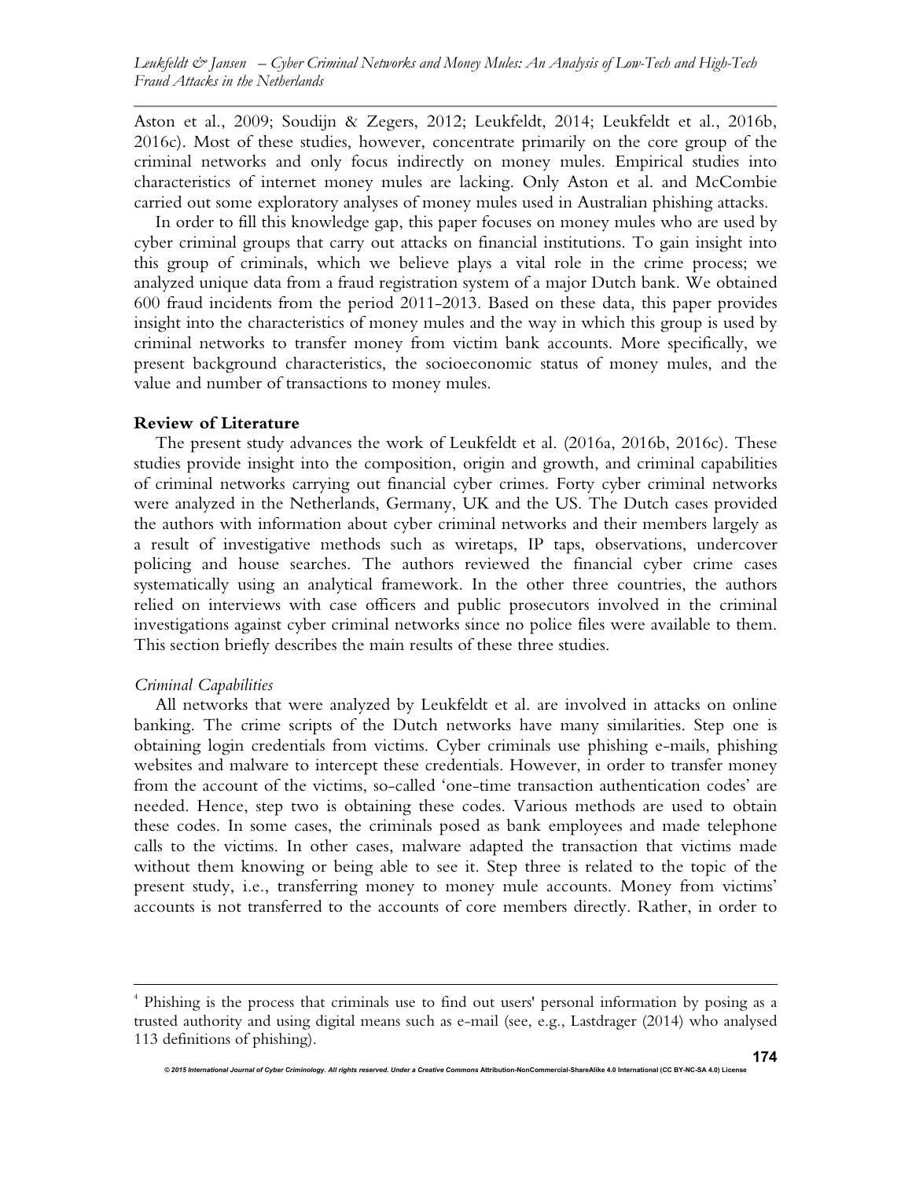Aston et al., 2009; Soudijn & Zegers, 2012; Leukfeldt, 2014; Leukfeldt et al., 2016b, 2016c). Most of these studies, however, concentrate primarily on the core group of the criminal networks and only focus indirectly on money mules. Empirical studies into characteristics of internet money mules are lacking. Only Aston et al. and McCombie carried out some exploratory analyses of money mules used in Australian phishing attacks.

In order to fill this knowledge gap, this paper focuses on money mules who are used by cyber criminal groups that carry out attacks on financial institutions. To gain insight into this group of criminals, which we believe plays a vital role in the crime process; we analyzed unique data from a fraud registration system of a major Dutch bank. We obtained 600 fraud incidents from the period 2011-2013. Based on these data, this paper provides insight into the characteristics of money mules and the way in which this group is used by criminal networks to transfer money from victim bank accounts. More specifically, we present background characteristics, the socioeconomic status of money mules, and the value and number of transactions to money mules.

## Review of Literature

The present study advances the work of Leukfeldt et al. (2016a, 2016b, 2016c). These studies provide insight into the composition, origin and growth, and criminal capabilities of criminal networks carrying out financial cyber crimes. Forty cyber criminal networks were analyzed in the Netherlands, Germany, UK and the US. The Dutch cases provided the authors with information about cyber criminal networks and their members largely as a result of investigative methods such as wiretaps, IP taps, observations, undercover policing and house searches. The authors reviewed the financial cyber crime cases systematically using an analytical framework. In the other three countries, the authors relied on interviews with case officers and public prosecutors involved in the criminal investigations against cyber criminal networks since no police files were available to them. This section briefly describes the main results of these three studies.

### *Criminal Capabilities*

All networks that were analyzed by Leukfeldt et al. are involved in attacks on online banking. The crime scripts of the Dutch networks have many similarities. Step one is obtaining login credentials from victims. Cyber criminals use phishing e-mails, phishing websites and malware to intercept these credentials. However, in order to transfer money from the account of the victims, so-called 'one-time transaction authentication codes' are needed. Hence, step two is obtaining these codes. Various methods are used to obtain these codes. In some cases, the criminals posed as bank employees and made telephone calls to the victims. In other cases, malware adapted the transaction that victims made without them knowing or being able to see it. Step three is related to the topic of the present study, i.e., transferring money to money mule accounts. Money from victims' accounts is not transferred to the accounts of core members directly. Rather, in order to

---

[4] Phishing is the process that criminals use to find out users' personal information by posing as a trusted authority and using digital means such as e-mail (see, e.g., Lastdrager (2014) who analysed 113 definitions of phishing).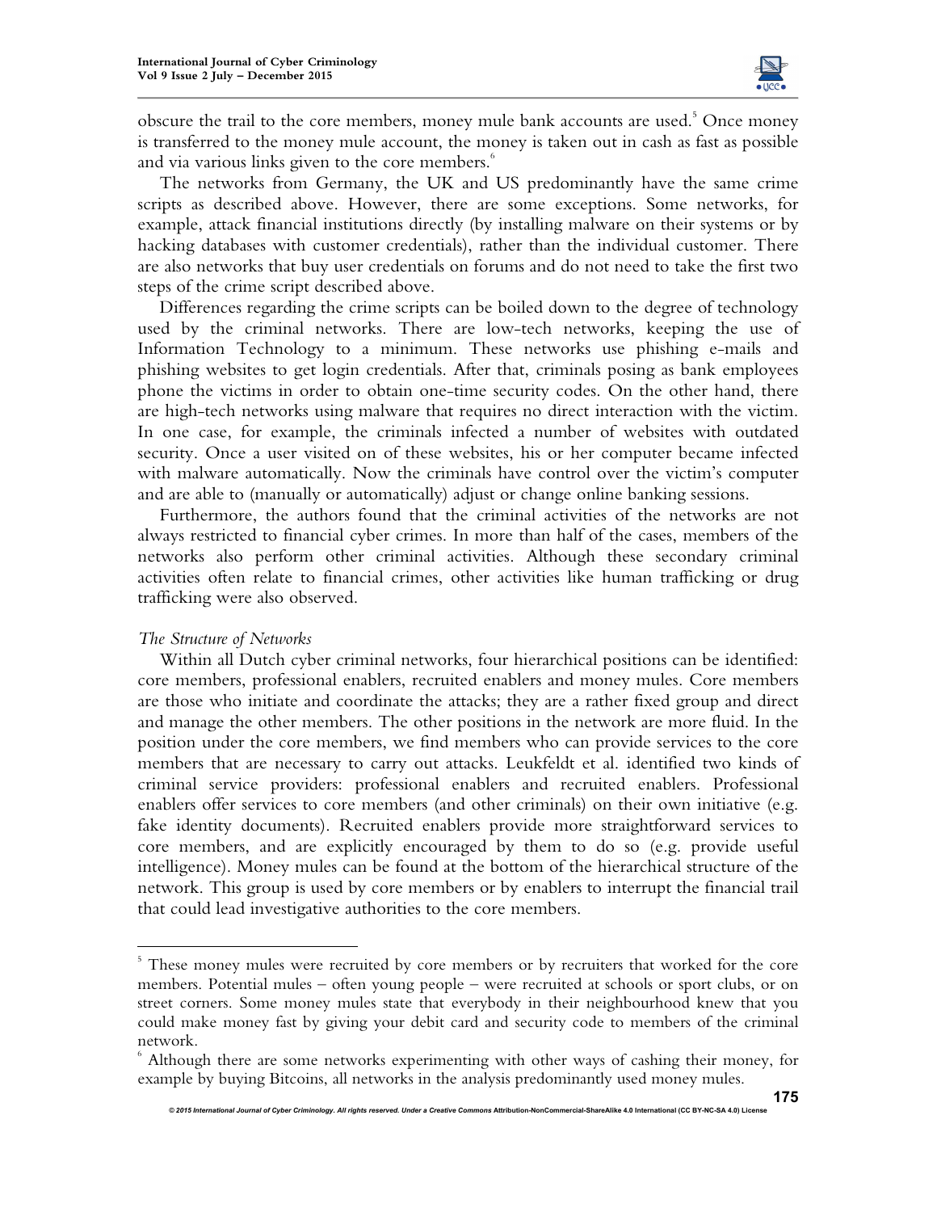obscure the trail to the core members, money mule bank accounts are used.[5] Once money is transferred to the money mule account, the money is taken out in cash as fast as possible and via various links given to the core members.[6]

The networks from Germany, the UK and US predominantly have the same crime scripts as described above. However, there are some exceptions. Some networks, for example, attack financial institutions directly (by installing malware on their systems or by hacking databases with customer credentials), rather than the individual customer. There are also networks that buy user credentials on forums and do not need to take the first two steps of the crime script described above.

Differences regarding the crime scripts can be boiled down to the degree of technology used by the criminal networks. There are low-tech networks, keeping the use of Information Technology to a minimum. These networks use phishing e-mails and phishing websites to get login credentials. After that, criminals posing as bank employees phone the victims in order to obtain one-time security codes. On the other hand, there are high-tech networks using malware that requires no direct interaction with the victim. In one case, for example, the criminals infected a number of websites with outdated security. Once a user visited on of these websites, his or her computer became infected with malware automatically. Now the criminals have control over the victim's computer and are able to (manually or automatically) adjust or change online banking sessions.

Furthermore, the authors found that the criminal activities of the networks are not always restricted to financial cyber crimes. In more than half of the cases, members of the networks also perform other criminal activities. Although these secondary criminal activities often relate to financial crimes, other activities like human trafficking or drug trafficking were also observed.

*The Structure of Networks*

Within all Dutch cyber criminal networks, four hierarchical positions can be identified: core members, professional enablers, recruited enablers and money mules. Core members are those who initiate and coordinate the attacks; they are a rather fixed group and direct and manage the other members. The other positions in the network are more fluid. In the position under the core members, we find members who can provide services to the core members that are necessary to carry out attacks. Leukfeldt et al. identified two kinds of criminal service providers: professional enablers and recruited enablers. Professional enablers offer services to core members (and other criminals) on their own initiative (e.g. fake identity documents). Recruited enablers provide more straightforward services to core members, and are explicitly encouraged by them to do so (e.g. provide useful intelligence). Money mules can be found at the bottom of the hierarchical structure of the network. This group is used by core members or by enablers to interrupt the financial trail that could lead investigative authorities to the core members.

---

[5] These money mules were recruited by core members or by recruiters that worked for the core members. Potential mules – often young people – were recruited at schools or sport clubs, or on street corners. Some money mules state that everybody in their neighbourhood knew that you could make money fast by giving your debit card and security code to members of the criminal network.

[6] Although there are some networks experimenting with other ways of cashing their money, for example by buying Bitcoins, all networks in the analysis predominantly used money mules.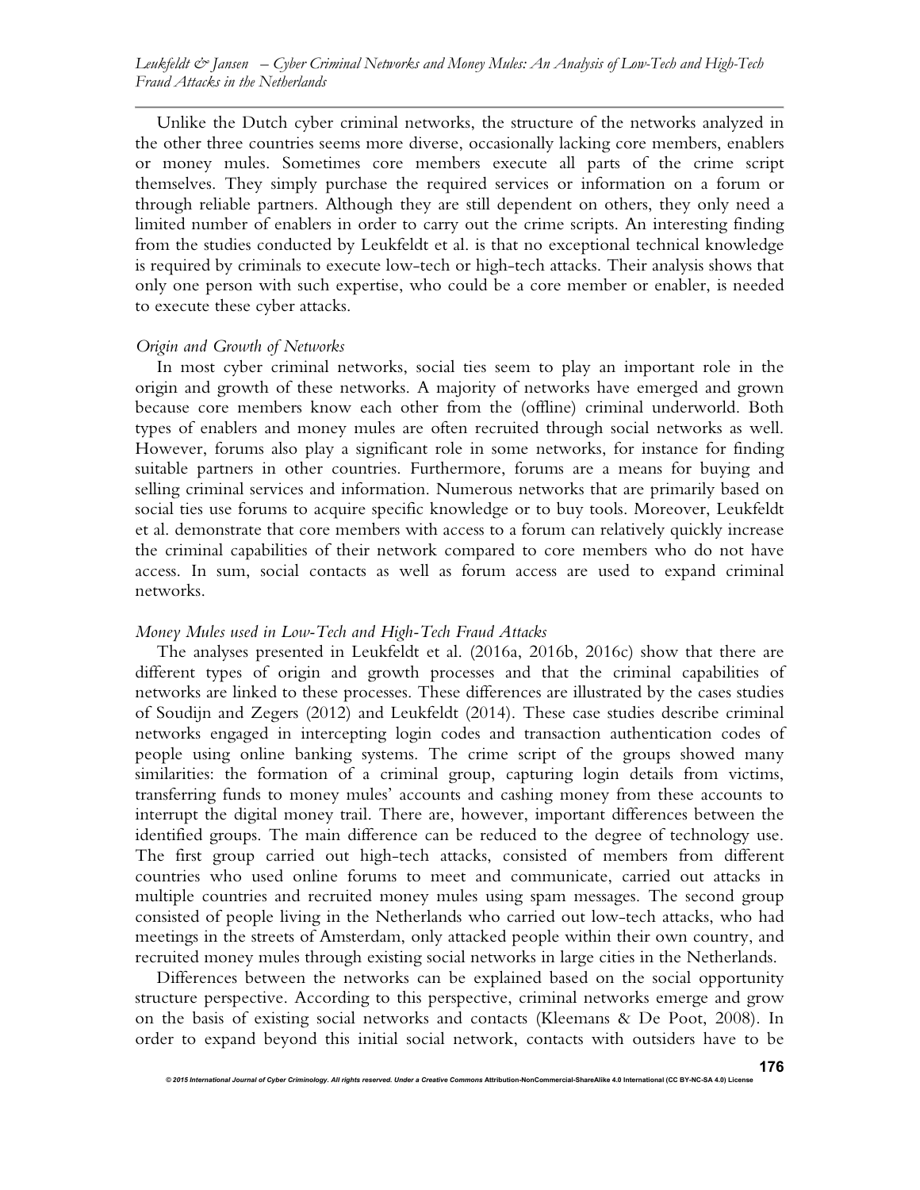Unlike the Dutch cyber criminal networks, the structure of the networks analyzed in the other three countries seems more diverse, occasionally lacking core members, enablers or money mules. Sometimes core members execute all parts of the crime script themselves. They simply purchase the required services or information on a forum or through reliable partners. Although they are still dependent on others, they only need a limited number of enablers in order to carry out the crime scripts. An interesting finding from the studies conducted by Leukfeldt et al. is that no exceptional technical knowledge is required by criminals to execute low-tech or high-tech attacks. Their analysis shows that only one person with such expertise, who could be a core member or enabler, is needed to execute these cyber attacks.

*Origin and Growth of Networks*

In most cyber criminal networks, social ties seem to play an important role in the origin and growth of these networks. A majority of networks have emerged and grown because core members know each other from the (offline) criminal underworld. Both types of enablers and money mules are often recruited through social networks as well. However, forums also play a significant role in some networks, for instance for finding suitable partners in other countries. Furthermore, forums are a means for buying and selling criminal services and information. Numerous networks that are primarily based on social ties use forums to acquire specific knowledge or to buy tools. Moreover, Leukfeldt et al. demonstrate that core members with access to a forum can relatively quickly increase the criminal capabilities of their network compared to core members who do not have access. In sum, social contacts as well as forum access are used to expand criminal networks.

*Money Mules used in Low-Tech and High-Tech Fraud Attacks*

The analyses presented in Leukfeldt et al. (2016a, 2016b, 2016c) show that there are different types of origin and growth processes and that the criminal capabilities of networks are linked to these processes. These differences are illustrated by the cases studies of Soudijn and Zegers (2012) and Leukfeldt (2014). These case studies describe criminal networks engaged in intercepting login codes and transaction authentication codes of people using online banking systems. The crime script of the groups showed many similarities: the formation of a criminal group, capturing login details from victims, transferring funds to money mules' accounts and cashing money from these accounts to interrupt the digital money trail. There are, however, important differences between the identified groups. The main difference can be reduced to the degree of technology use. The first group carried out high-tech attacks, consisted of members from different countries who used online forums to meet and communicate, carried out attacks in multiple countries and recruited money mules using spam messages. The second group consisted of people living in the Netherlands who carried out low-tech attacks, who had meetings in the streets of Amsterdam, only attacked people within their own country, and recruited money mules through existing social networks in large cities in the Netherlands.

Differences between the networks can be explained based on the social opportunity structure perspective. According to this perspective, criminal networks emerge and grow on the basis of existing social networks and contacts (Kleemans & De Poot, 2008). In order to expand beyond this initial social network, contacts with outsiders have to be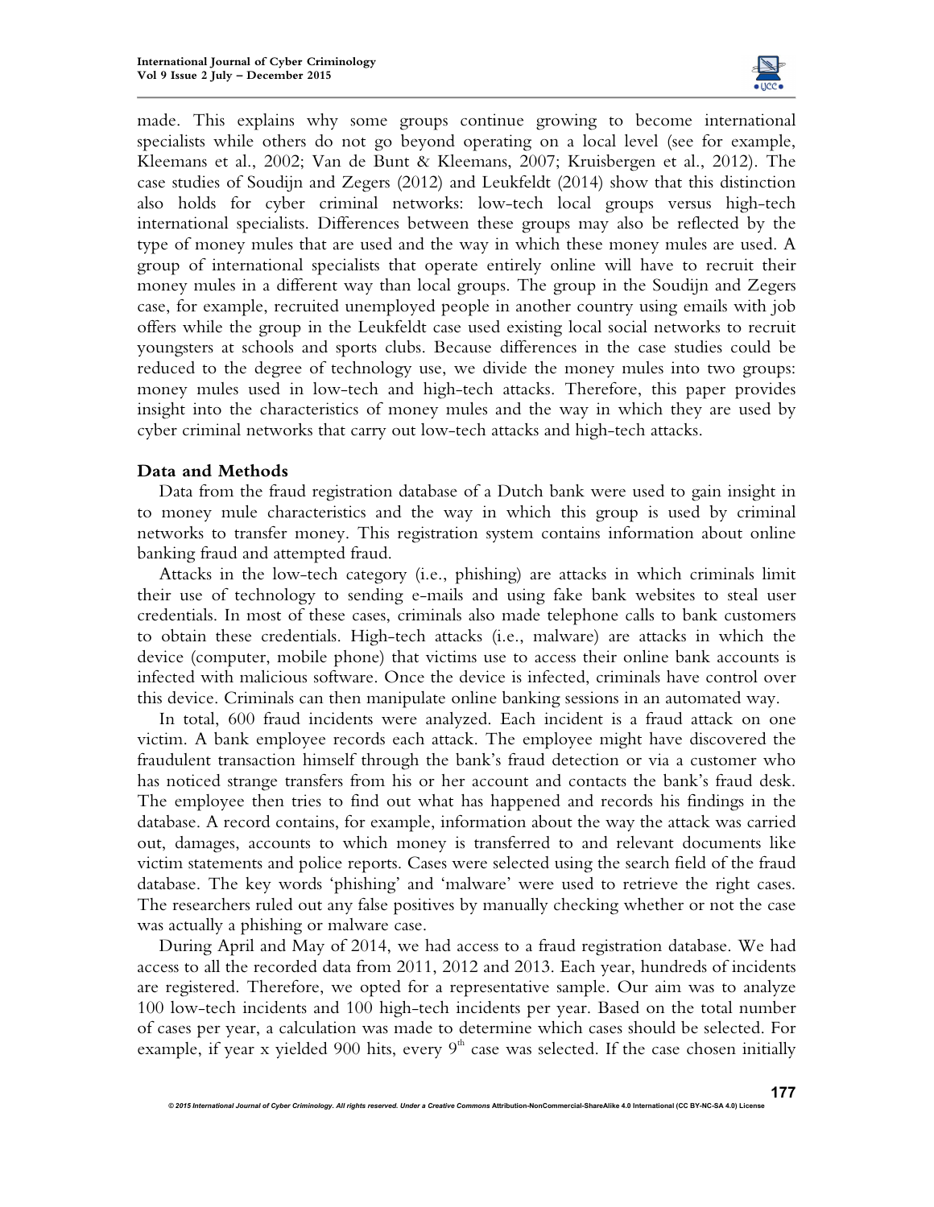made. This explains why some groups continue growing to become international specialists while others do not go beyond operating on a local level (see for example, Kleemans et al., 2002; Van de Bunt & Kleemans, 2007; Kruisbergen et al., 2012). The case studies of Soudijn and Zegers (2012) and Leukfeldt (2014) show that this distinction also holds for cyber criminal networks: low-tech local groups versus high-tech international specialists. Differences between these groups may also be reflected by the type of money mules that are used and the way in which these money mules are used. A group of international specialists that operate entirely online will have to recruit their money mules in a different way than local groups. The group in the Soudijn and Zegers case, for example, recruited unemployed people in another country using emails with job offers while the group in the Leukfeldt case used existing local social networks to recruit youngsters at schools and sports clubs. Because differences in the case studies could be reduced to the degree of technology use, we divide the money mules into two groups: money mules used in low-tech and high-tech attacks. Therefore, this paper provides insight into the characteristics of money mules and the way in which they are used by cyber criminal networks that carry out low-tech attacks and high-tech attacks.

## Data and Methods

Data from the fraud registration database of a Dutch bank were used to gain insight in to money mule characteristics and the way in which this group is used by criminal networks to transfer money. This registration system contains information about online banking fraud and attempted fraud.

Attacks in the low-tech category (i.e., phishing) are attacks in which criminals limit their use of technology to sending e-mails and using fake bank websites to steal user credentials. In most of these cases, criminals also made telephone calls to bank customers to obtain these credentials. High-tech attacks (i.e., malware) are attacks in which the device (computer, mobile phone) that victims use to access their online bank accounts is infected with malicious software. Once the device is infected, criminals have control over this device. Criminals can then manipulate online banking sessions in an automated way.

In total, 600 fraud incidents were analyzed. Each incident is a fraud attack on one victim. A bank employee records each attack. The employee might have discovered the fraudulent transaction himself through the bank's fraud detection or via a customer who has noticed strange transfers from his or her account and contacts the bank's fraud desk. The employee then tries to find out what has happened and records his findings in the database. A record contains, for example, information about the way the attack was carried out, damages, accounts to which money is transferred to and relevant documents like victim statements and police reports. Cases were selected using the search field of the fraud database. The key words 'phishing' and 'malware' were used to retrieve the right cases. The researchers ruled out any false positives by manually checking whether or not the case was actually a phishing or malware case.

During April and May of 2014, we had access to a fraud registration database. We had access to all the recorded data from 2011, 2012 and 2013. Each year, hundreds of incidents are registered. Therefore, we opted for a representative sample. Our aim was to analyze 100 low-tech incidents and 100 high-tech incidents per year. Based on the total number of cases per year, a calculation was made to determine which cases should be selected. For example, if year x yielded 900 hits, every 9th case was selected. If the case chosen initially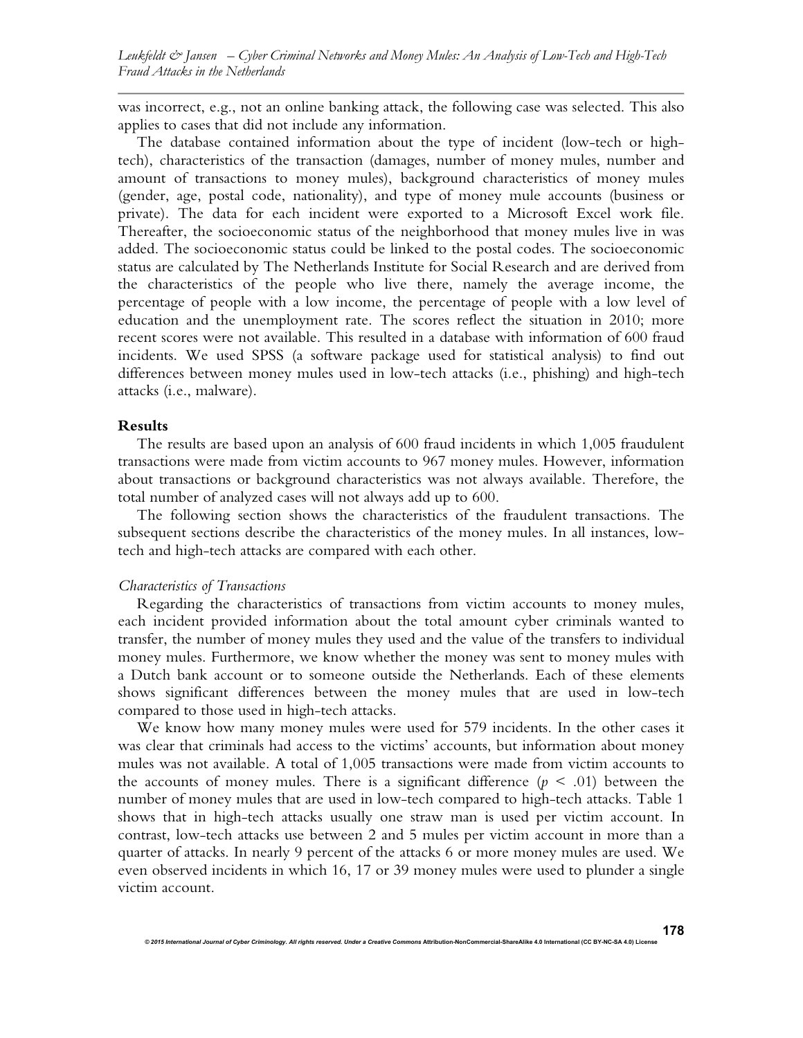was incorrect, e.g., not an online banking attack, the following case was selected. This also applies to cases that did not include any information.

The database contained information about the type of incident (low-tech or high-tech), characteristics of the transaction (damages, number of money mules, number and amount of transactions to money mules), background characteristics of money mules (gender, age, postal code, nationality), and type of money mule accounts (business or private). The data for each incident were exported to a Microsoft Excel work file. Thereafter, the socioeconomic status of the neighborhood that money mules live in was added. The socioeconomic status could be linked to the postal codes. The socioeconomic status are calculated by The Netherlands Institute for Social Research and are derived from the characteristics of the people who live there, namely the average income, the percentage of people with a low income, the percentage of people with a low level of education and the unemployment rate. The scores reflect the situation in 2010; more recent scores were not available. This resulted in a database with information of 600 fraud incidents. We used SPSS (a software package used for statistical analysis) to find out differences between money mules used in low-tech attacks (i.e., phishing) and high-tech attacks (i.e., malware).

## Results

The results are based upon an analysis of 600 fraud incidents in which 1,005 fraudulent transactions were made from victim accounts to 967 money mules. However, information about transactions or background characteristics was not always available. Therefore, the total number of analyzed cases will not always add up to 600.

The following section shows the characteristics of the fraudulent transactions. The subsequent sections describe the characteristics of the money mules. In all instances, low-tech and high-tech attacks are compared with each other.

### *Characteristics of Transactions*

Regarding the characteristics of transactions from victim accounts to money mules, each incident provided information about the total amount cyber criminals wanted to transfer, the number of money mules they used and the value of the transfers to individual money mules. Furthermore, we know whether the money was sent to money mules with a Dutch bank account or to someone outside the Netherlands. Each of these elements shows significant differences between the money mules that are used in low-tech compared to those used in high-tech attacks.

We know how many money mules were used for 579 incidents. In the other cases it was clear that criminals had access to the victims' accounts, but information about money mules was not available. A total of 1,005 transactions were made from victim accounts to the accounts of money mules. There is a significant difference ($p < .01$) between the number of money mules that are used in low-tech compared to high-tech attacks. Table 1 shows that in high-tech attacks usually one straw man is used per victim account. In contrast, low-tech attacks use between 2 and 5 mules per victim account in more than a quarter of attacks. In nearly 9 percent of the attacks 6 or more money mules are used. We even observed incidents in which 16, 17 or 39 money mules were used to plunder a single victim account.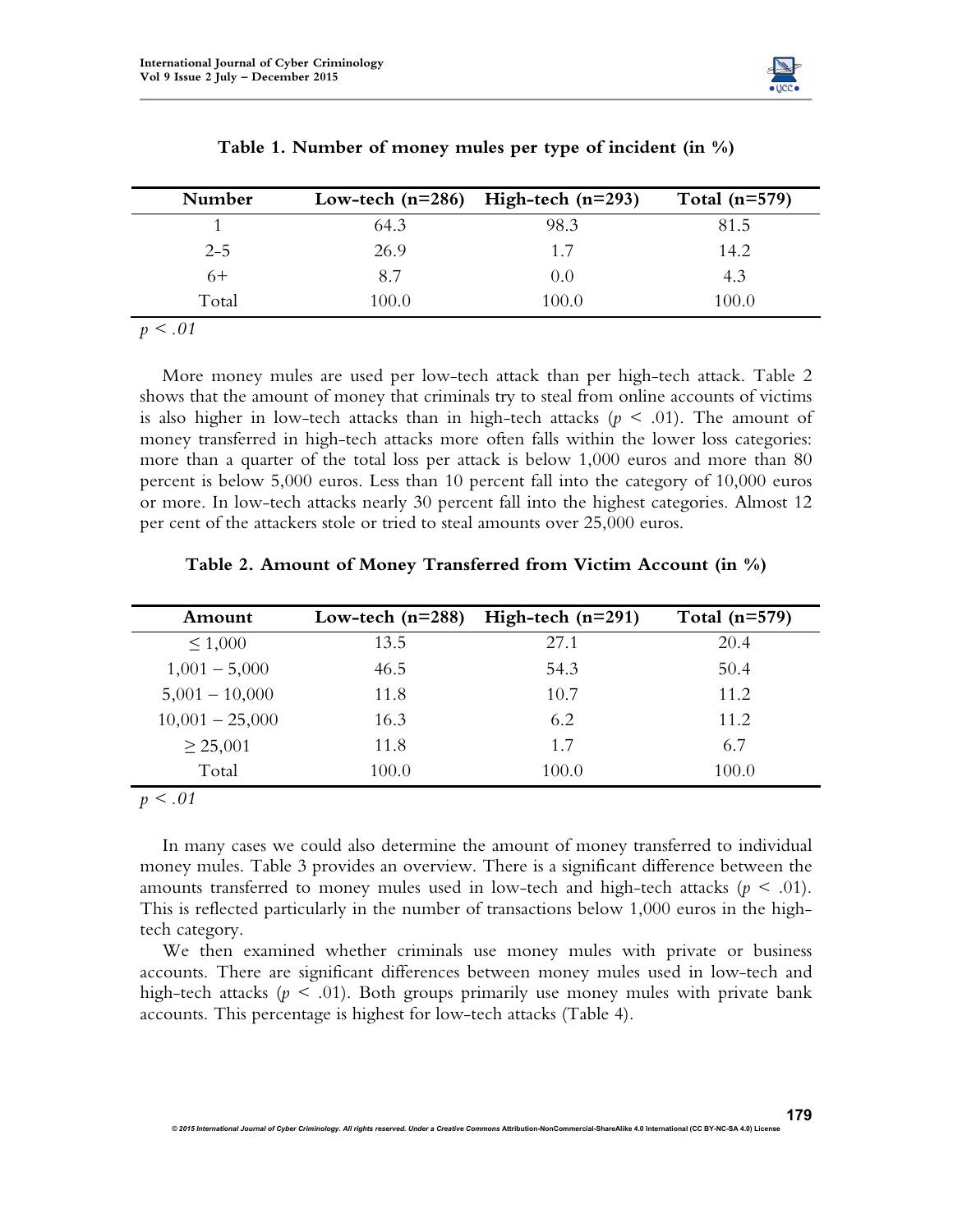**Table 1. Number of money mules per type of incident (in %)**

| Number | Low-tech (n=286) | High-tech (n=293) | Total (n=579) |
|---|---|---|---|
| 1 | 64.3 | 98.3 | 81.5 |
| 2-5 | 26.9 | 1.7 | 14.2 |
| 6+ | 8.7 | 0.0 | 4.3 |
| Total | 100.0 | 100.0 | 100.0 |

*$p < .01$*

More money mules are used per low-tech attack than per high-tech attack. Table 2 shows that the amount of money that criminals try to steal from online accounts of victims is also higher in low-tech attacks than in high-tech attacks ($p < .01$). The amount of money transferred in high-tech attacks more often falls within the lower loss categories: more than a quarter of the total loss per attack is below 1,000 euros and more than 80 percent is below 5,000 euros. Less than 10 percent fall into the category of 10,000 euros or more. In low-tech attacks nearly 30 percent fall into the highest categories. Almost 12 per cent of the attackers stole or tried to steal amounts over 25,000 euros.

**Table 2. Amount of Money Transferred from Victim Account (in %)**

| Amount | Low-tech (n=288) | High-tech (n=291) | Total (n=579) |
|---|---|---|---|
| ≤ 1,000 | 13.5 | 27.1 | 20.4 |
| 1,001 – 5,000 | 46.5 | 54.3 | 50.4 |
| 5,001 – 10,000 | 11.8 | 10.7 | 11.2 |
| 10,001 – 25,000 | 16.3 | 6.2 | 11.2 |
| ≥ 25,001 | 11.8 | 1.7 | 6.7 |
| Total | 100.0 | 100.0 | 100.0 |

*$p < .01$*

In many cases we could also determine the amount of money transferred to individual money mules. Table 3 provides an overview. There is a significant difference between the amounts transferred to money mules used in low-tech and high-tech attacks ($p < .01$). This is reflected particularly in the number of transactions below 1,000 euros in the high-tech category.

We then examined whether criminals use money mules with private or business accounts. There are significant differences between money mules used in low-tech and high-tech attacks ($p < .01$). Both groups primarily use money mules with private bank accounts. This percentage is highest for low-tech attacks (Table 4).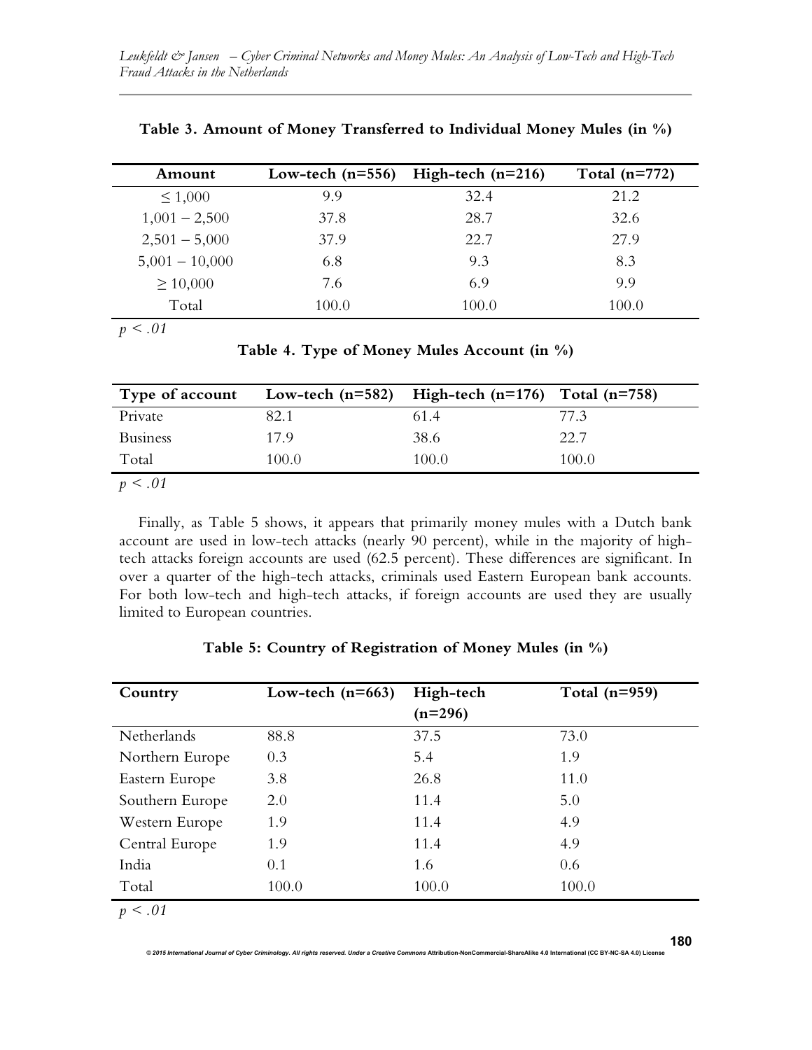**Table 3. Amount of Money Transferred to Individual Money Mules (in %)**

| Amount | Low-tech (n=556) | High-tech (n=216) | Total (n=772) |
|---|---|---|---|
| ≤ 1,000 | 9.9 | 32.4 | 21.2 |
| 1,001 – 2,500 | 37.8 | 28.7 | 32.6 |
| 2,501 – 5,000 | 37.9 | 22.7 | 27.9 |
| 5,001 – 10,000 | 6.8 | 9.3 | 8.3 |
| ≥ 10,000 | 7.6 | 6.9 | 9.9 |
| Total | 100.0 | 100.0 | 100.0 |

$p < .01$

**Table 4. Type of Money Mules Account (in %)**

| Type of account | Low-tech (n=582) | High-tech (n=176) | Total (n=758) |
|---|---|---|---|
| Private | 82.1 | 61.4 | 77.3 |
| Business | 17.9 | 38.6 | 22.7 |
| Total | 100.0 | 100.0 | 100.0 |

$p < .01$

Finally, as Table 5 shows, it appears that primarily money mules with a Dutch bank account are used in low-tech attacks (nearly 90 percent), while in the majority of high-tech attacks foreign accounts are used (62.5 percent). These differences are significant. In over a quarter of the high-tech attacks, criminals used Eastern European bank accounts. For both low-tech and high-tech attacks, if foreign accounts are used they are usually limited to European countries.

**Table 5: Country of Registration of Money Mules (in %)**

| Country | Low-tech (n=663) | High-tech (n=296) | Total (n=959) |
|---|---|---|---|
| Netherlands | 88.8 | 37.5 | 73.0 |
| Northern Europe | 0.3 | 5.4 | 1.9 |
| Eastern Europe | 3.8 | 26.8 | 11.0 |
| Southern Europe | 2.0 | 11.4 | 5.0 |
| Western Europe | 1.9 | 11.4 | 4.9 |
| Central Europe | 1.9 | 11.4 | 4.9 |
| India | 0.1 | 1.6 | 0.6 |
| Total | 100.0 | 100.0 | 100.0 |

$p < .01$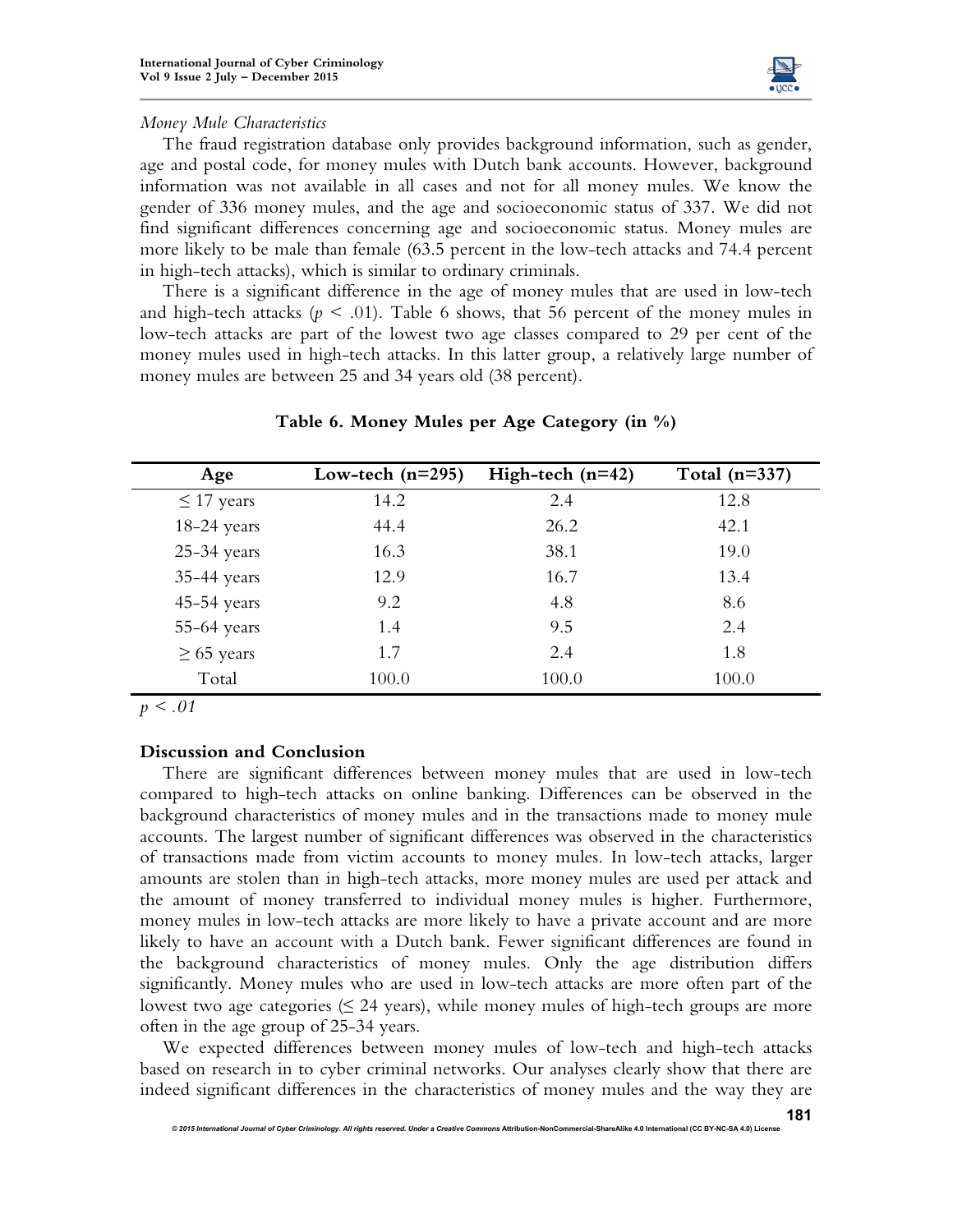*Money Mule Characteristics*

The fraud registration database only provides background information, such as gender, age and postal code, for money mules with Dutch bank accounts. However, background information was not available in all cases and not for all money mules. We know the gender of 336 money mules, and the age and socioeconomic status of 337. We did not find significant differences concerning age and socioeconomic status. Money mules are more likely to be male than female (63.5 percent in the low-tech attacks and 74.4 percent in high-tech attacks), which is similar to ordinary criminals.

There is a significant difference in the age of money mules that are used in low-tech and high-tech attacks ($p < .01$). Table 6 shows, that 56 percent of the money mules in low-tech attacks are part of the lowest two age classes compared to 29 per cent of the money mules used in high-tech attacks. In this latter group, a relatively large number of money mules are between 25 and 34 years old (38 percent).

**Table 6. Money Mules per Age Category (in %)**

| Age | Low-tech (n=295) | High-tech (n=42) | Total (n=337) |
|---|---|---|---|
| ≤ 17 years | 14.2 | 2.4 | 12.8 |
| 18-24 years | 44.4 | 26.2 | 42.1 |
| 25-34 years | 16.3 | 38.1 | 19.0 |
| 35-44 years | 12.9 | 16.7 | 13.4 |
| 45-54 years | 9.2 | 4.8 | 8.6 |
| 55-64 years | 1.4 | 9.5 | 2.4 |
| ≥ 65 years | 1.7 | 2.4 | 1.8 |
| Total | 100.0 | 100.0 | 100.0 |

$p < .01$

## Discussion and Conclusion

There are significant differences between money mules that are used in low-tech compared to high-tech attacks on online banking. Differences can be observed in the background characteristics of money mules and in the transactions made to money mule accounts. The largest number of significant differences was observed in the characteristics of transactions made from victim accounts to money mules. In low-tech attacks, larger amounts are stolen than in high-tech attacks, more money mules are used per attack and the amount of money transferred to individual money mules is higher. Furthermore, money mules in low-tech attacks are more likely to have a private account and are more likely to have an account with a Dutch bank. Fewer significant differences are found in the background characteristics of money mules. Only the age distribution differs significantly. Money mules who are used in low-tech attacks are more often part of the lowest two age categories (≤ 24 years), while money mules of high-tech groups are more often in the age group of 25-34 years.

We expected differences between money mules of low-tech and high-tech attacks based on research in to cyber criminal networks. Our analyses clearly show that there are indeed significant differences in the characteristics of money mules and the way they are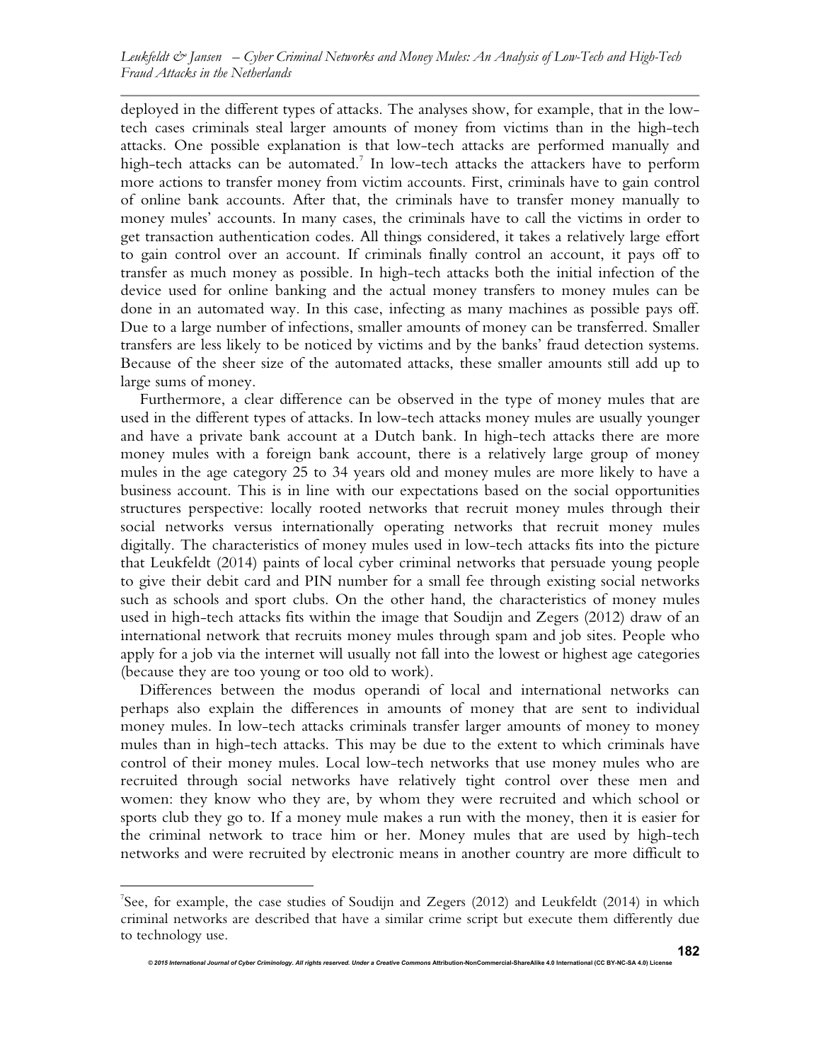deployed in the different types of attacks. The analyses show, for example, that in the low-tech cases criminals steal larger amounts of money from victims than in the high-tech attacks. One possible explanation is that low-tech attacks are performed manually and high-tech attacks can be automated.[7] In low-tech attacks the attackers have to perform more actions to transfer money from victim accounts. First, criminals have to gain control of online bank accounts. After that, the criminals have to transfer money manually to money mules' accounts. In many cases, the criminals have to call the victims in order to get transaction authentication codes. All things considered, it takes a relatively large effort to gain control over an account. If criminals finally control an account, it pays off to transfer as much money as possible. In high-tech attacks both the initial infection of the device used for online banking and the actual money transfers to money mules can be done in an automated way. In this case, infecting as many machines as possible pays off. Due to a large number of infections, smaller amounts of money can be transferred. Smaller transfers are less likely to be noticed by victims and by the banks' fraud detection systems. Because of the sheer size of the automated attacks, these smaller amounts still add up to large sums of money.

Furthermore, a clear difference can be observed in the type of money mules that are used in the different types of attacks. In low-tech attacks money mules are usually younger and have a private bank account at a Dutch bank. In high-tech attacks there are more money mules with a foreign bank account, there is a relatively large group of money mules in the age category 25 to 34 years old and money mules are more likely to have a business account. This is in line with our expectations based on the social opportunities structures perspective: locally rooted networks that recruit money mules through their social networks versus internationally operating networks that recruit money mules digitally. The characteristics of money mules used in low-tech attacks fits into the picture that Leukfeldt (2014) paints of local cyber criminal networks that persuade young people to give their debit card and PIN number for a small fee through existing social networks such as schools and sport clubs. On the other hand, the characteristics of money mules used in high-tech attacks fits within the image that Soudijn and Zegers (2012) draw of an international network that recruits money mules through spam and job sites. People who apply for a job via the internet will usually not fall into the lowest or highest age categories (because they are too young or too old to work).

Differences between the modus operandi of local and international networks can perhaps also explain the differences in amounts of money that are sent to individual money mules. In low-tech attacks criminals transfer larger amounts of money to money mules than in high-tech attacks. This may be due to the extent to which criminals have control of their money mules. Local low-tech networks that use money mules who are recruited through social networks have relatively tight control over these men and women: they know who they are, by whom they were recruited and which school or sports club they go to. If a money mule makes a run with the money, then it is easier for the criminal network to trace him or her. Money mules that are used by high-tech networks and were recruited by electronic means in another country are more difficult to

---

[7] See, for example, the case studies of Soudijn and Zegers (2012) and Leukfeldt (2014) in which criminal networks are described that have a similar crime script but execute them differently due to technology use.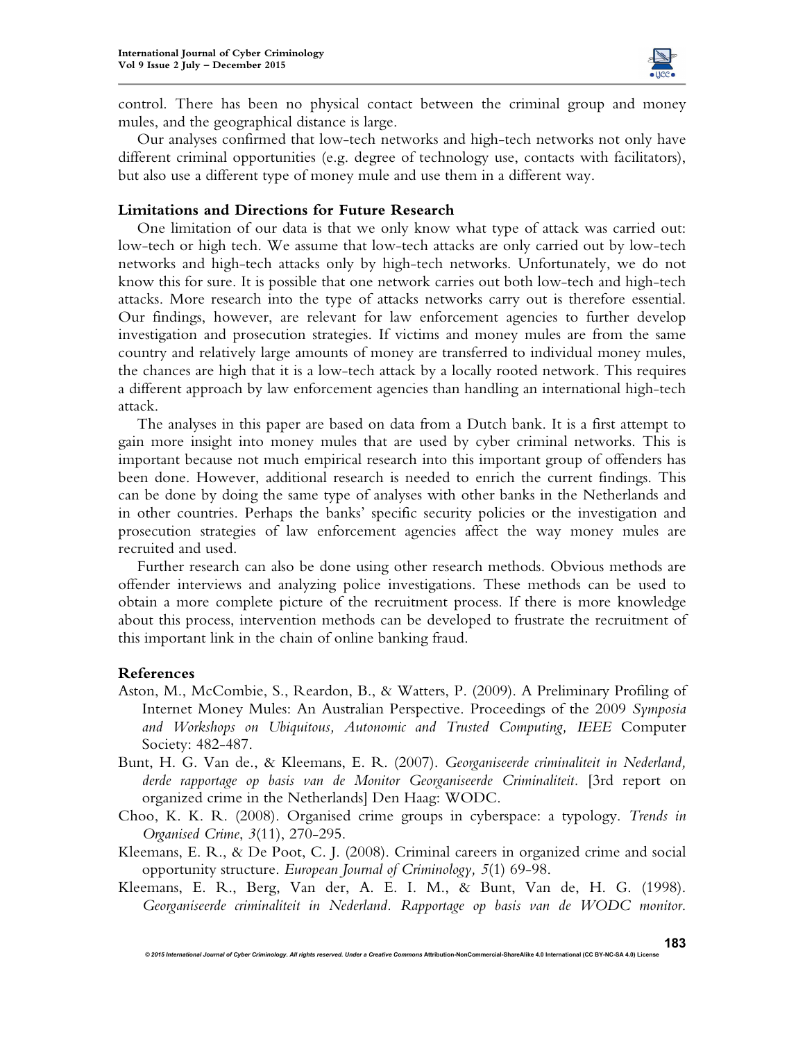control. There has been no physical contact between the criminal group and money mules, and the geographical distance is large.

Our analyses confirmed that low-tech networks and high-tech networks not only have different criminal opportunities (e.g. degree of technology use, contacts with facilitators), but also use a different type of money mule and use them in a different way.

### Limitations and Directions for Future Research

One limitation of our data is that we only know what type of attack was carried out: low-tech or high tech. We assume that low-tech attacks are only carried out by low-tech networks and high-tech attacks only by high-tech networks. Unfortunately, we do not know this for sure. It is possible that one network carries out both low-tech and high-tech attacks. More research into the type of attacks networks carry out is therefore essential. Our findings, however, are relevant for law enforcement agencies to further develop investigation and prosecution strategies. If victims and money mules are from the same country and relatively large amounts of money are transferred to individual money mules, the chances are high that it is a low-tech attack by a locally rooted network. This requires a different approach by law enforcement agencies than handling an international high-tech attack.

The analyses in this paper are based on data from a Dutch bank. It is a first attempt to gain more insight into money mules that are used by cyber criminal networks. This is important because not much empirical research into this important group of offenders has been done. However, additional research is needed to enrich the current findings. This can be done by doing the same type of analyses with other banks in the Netherlands and in other countries. Perhaps the banks' specific security policies or the investigation and prosecution strategies of law enforcement agencies affect the way money mules are recruited and used.

Further research can also be done using other research methods. Obvious methods are offender interviews and analyzing police investigations. These methods can be used to obtain a more complete picture of the recruitment process. If there is more knowledge about this process, intervention methods can be developed to frustrate the recruitment of this important link in the chain of online banking fraud.

### References

Aston, M., McCombie, S., Reardon, B., & Watters, P. (2009). A Preliminary Profiling of Internet Money Mules: An Australian Perspective. Proceedings of the 2009 *Symposia and Workshops on Ubiquitous, Autonomic and Trusted Computing, IEEE* Computer Society: 482-487.

Bunt, H. G. Van de., & Kleemans, E. R. (2007). *Georganiseerde criminaliteit in Nederland, derde rapportage op basis van de Monitor Georganiseerde Criminaliteit.* [3rd report on organized crime in the Netherlands] Den Haag: WODC.

Choo, K. K. R. (2008). Organised crime groups in cyberspace: a typology. *Trends in Organised Crime*, *3*(11), 270-295.

Kleemans, E. R., & De Poot, C. J. (2008). Criminal careers in organized crime and social opportunity structure. *European Journal of Criminology, 5*(1) 69-98.

Kleemans, E. R., Berg, Van der, A. E. I. M., & Bunt, Van de, H. G. (1998). *Georganiseerde criminaliteit in Nederland. Rapportage op basis van de WODC monitor.*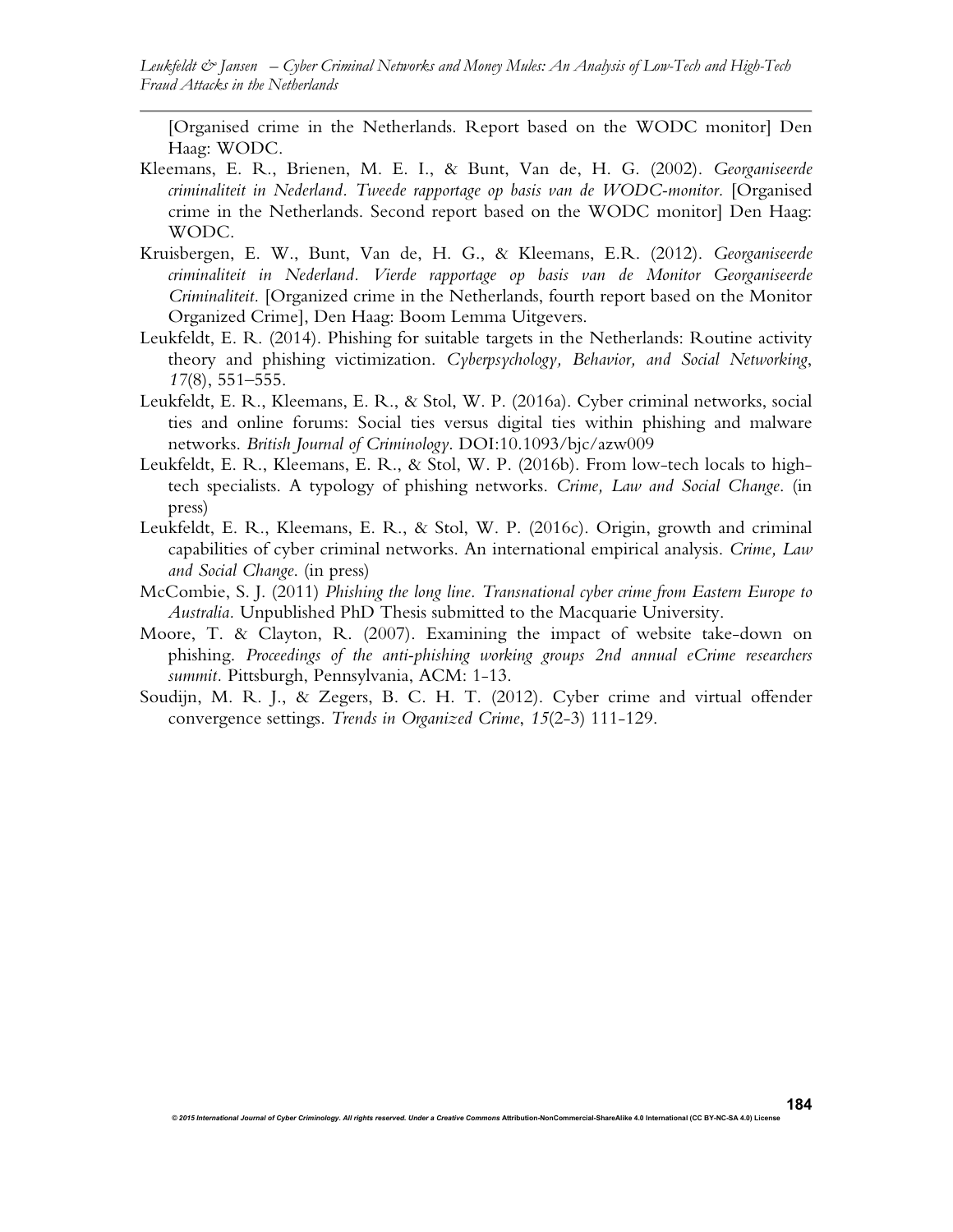[Organised crime in the Netherlands. Report based on the WODC monitor] Den Haag: WODC.

Kleemans, E. R., Brienen, M. E. I., & Bunt, Van de, H. G. (2002). *Georganiseerde criminaliteit in Nederland. Tweede rapportage op basis van de WODC-monitor.* [Organised crime in the Netherlands. Second report based on the WODC monitor] Den Haag: WODC.

Kruisbergen, E. W., Bunt, Van de, H. G., & Kleemans, E.R. (2012). *Georganiseerde criminaliteit in Nederland. Vierde rapportage op basis van de Monitor Georganiseerde Criminaliteit.* [Organized crime in the Netherlands, fourth report based on the Monitor Organized Crime], Den Haag: Boom Lemma Uitgevers.

Leukfeldt, E. R. (2014). Phishing for suitable targets in the Netherlands: Routine activity theory and phishing victimization. *Cyberpsychology, Behavior, and Social Networking*, *17*(8), 551–555.

Leukfeldt, E. R., Kleemans, E. R., & Stol, W. P. (2016a). Cyber criminal networks, social ties and online forums: Social ties versus digital ties within phishing and malware networks. *British Journal of Criminology*. DOI:10.1093/bjc/azw009

Leukfeldt, E. R., Kleemans, E. R., & Stol, W. P. (2016b). From low-tech locals to high-tech specialists. A typology of phishing networks. *Crime, Law and Social Change*. (in press)

Leukfeldt, E. R., Kleemans, E. R., & Stol, W. P. (2016c). Origin, growth and criminal capabilities of cyber criminal networks. An international empirical analysis. *Crime, Law and Social Change*. (in press)

McCombie, S. J. (2011) *Phishing the long line. Transnational cyber crime from Eastern Europe to Australia.* Unpublished PhD Thesis submitted to the Macquarie University.

Moore, T. & Clayton, R. (2007). Examining the impact of website take-down on phishing. *Proceedings of the anti-phishing working groups 2nd annual eCrime researchers summit*. Pittsburgh, Pennsylvania, ACM: 1-13.

Soudijn, M. R. J., & Zegers, B. C. H. T. (2012). Cyber crime and virtual offender convergence settings. *Trends in Organized Crime*, *15*(2-3) 111-129.